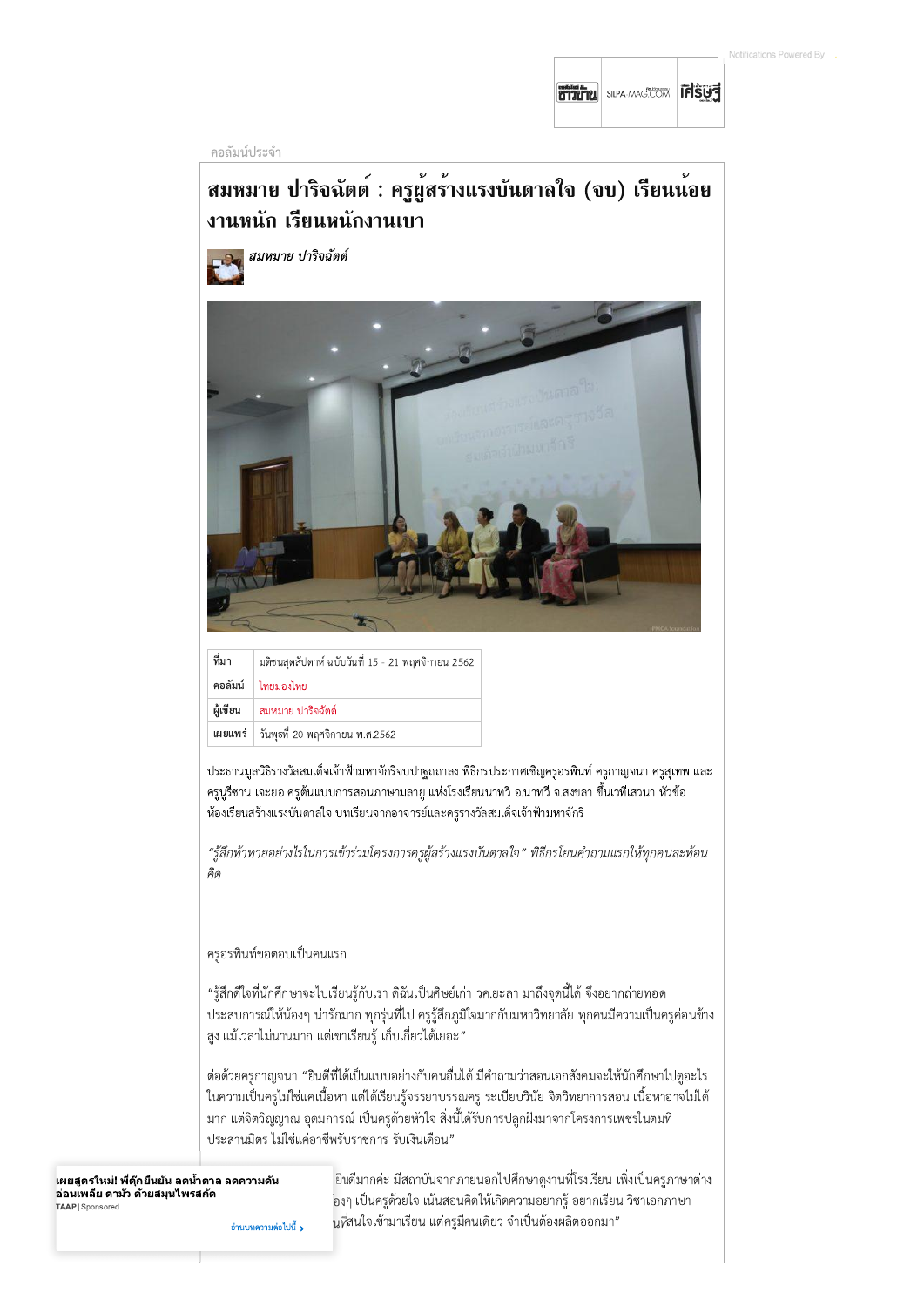คอลัมน์ประจำ

# สมหมาย ปาริจฉัตต์ : ครูผู้สร้างแรงบันดาลใจ (จบ) เรียนน้อยงานหนัก เรียนหนักงานเบา

*สมหมาย ปาริจฉัตต์*

| ที่มา | มติชนสุดสัปดาห์ ฉบับวันที่ 15 - 21 พฤศจิกายน 2562 |
|---|---|
| คอลัมน์ | ไทยมองไทย |
| ผู้เขียน | สมหมาย ปาริจฉัตต์ |
| เผยแพร่ | วันพุธที่ 20 พฤศจิกายน พ.ศ.2562 |

ประธานมูลนิธิรางวัลสมเด็จเจ้าฟ้ามหาจักรีจบปาฐกถาลง พิธีกรประกาศเชิญครูอรพินท์ ครูกาญจนา ครูสุเทพ และครูนูรีซาน เจะยอ ครูต้นแบบการสอนภาษามลายู แห่งโรงเรียนนาทวี อ.นาทวี จ.สงขลา ขึ้นเวทีเสวนา หัวข้อ ห้องเรียนสร้างแรงบันดาลใจ บทเรียนจากอาจารย์และครูรางวัลสมเด็จเจ้าฟ้ามหาจักรี

*"รู้สึกท้าทายอย่างไรในการเข้าร่วมโครงการครูผู้สร้างแรงบันดาลใจ" พิธีกรโยนคำถามแรกให้ทุกคนสะท้อนคิด*

ครูอรพินท์ขอตอบเป็นคนแรก

"รู้สึกดีใจที่นักศึกษาจะไปเรียนรู้กับเรา ดิฉันเป็นศิษย์เก่า วค.ยะลา มาถึงจุดนี้ได้ จึงอยากถ่ายทอดประสบการณ์ให้น้องๆ น่ารักมาก ทุกรุ่นที่ไป ครูรู้สึกภูมิใจมากกับมหาวิทยาลัย ทุกคนมีความเป็นครูค่อนข้างสูง แม้เวลาไม่นานมาก แต่เขาเรียนรู้ เก็บเกี่ยวได้เยอะ"

ต่อด้วยครูกาญจนา "ยินดีที่ได้เป็นแบบอย่างกับคนอื่นได้ มีคำถามว่าสอนเอกสังคมจะให้นักศึกษาไปดูอะไรในความเป็นครูไม่ใช่แค่เนื้อหา แต่ได้เรียนรู้จรรยาบรรณครู ระเบียบวินัย จิตวิทยาการสอน เนื้อหาอาจไม่ได้มาก แต่จิตวิญญาณ อุดมการณ์ เป็นครูด้วยหัวใจ สิ่งนี้ได้รับการปลูกฝังมาจากโครงการเพชรในตมที่ประสานมิตร ไม่ใช่แค่อาชีพรับราชการ รับเงินเดือน"

...ยินดีมากค่ะ มีสถาบันจากภายนอกไปศึกษาดูงานที่โรงเรียน เพิ่งเป็นครูภาษาต่าง...้องๆ เป็นครูด้วยใจ เน้นสอนคิดให้เกิดความอยากรู้ อยากเรียน วิชาเอกภาษา...นที่สนใจเข้ามาเรียน แต่ครูมีคนเดียว จำเป็นต้องผลิตออกมา"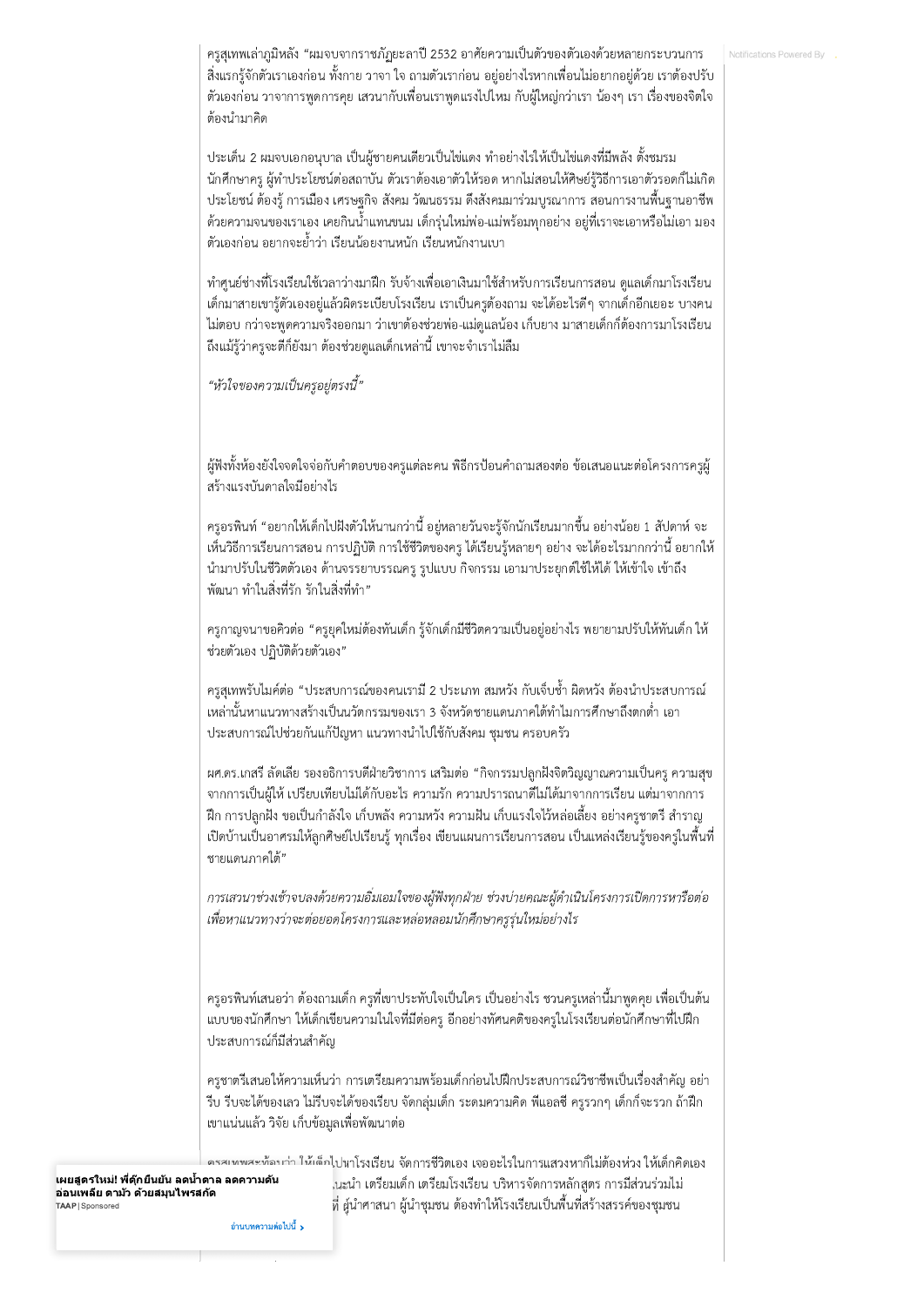ครูสุเทพเล่าภูมิหลัง "ผมจบจากราชภัฏยะลาปี 2532 อาศัยความเป็นตัวของตัวเองด้วยหลายกระบวนการ สิ่งแรกรู้จักตัวเราเองก่อน ทั้งกาย วาจา ใจ ถามตัวเราก่อน อยู่อย่างไรหากเพื่อนไม่อยากอยู่ด้วย เราต้องปรับตัวเองก่อน วาจาการพูดการคุย เสวนากับเพื่อนเราพูดแรงไปไหม กับผู้ใหญ่กว่าเรา น้องๆ เรา เรื่องของจิตใจต้องนำมาคิด

ประเด็น 2 ผมจบเอกอนุบาล เป็นผู้ชายคนเดียวเป็นไข่แดง ทำอย่างไรให้เป็นไข่แดงที่มีพลัง ตั้งชมรมนักศึกษาครู ผู้ทำประโยชน์ต่อสถาบัน ตัวเราต้องเอาตัวให้รอด หากไม่สอนให้ศิษย์รู้วิธีการเอาตัวรอดก็ไม่เกิดประโยชน์ ต้องรู้ การเมือง เศรษฐกิจ สังคม วัฒนธรรม ดึงสังคมมาร่วมบูรณาการ สอนการงานพื้นฐานอาชีพด้วยความจนของเราเอง เคยกินน้ำแทนขนม เด็กรุ่นใหม่พ่อ-แม่พร้อมทุกอย่าง อยู่ที่เราจะเอาหรือไม่เอา มองตัวเองก่อน อยากจะย้ำว่า เรียนน้อยงานหนัก เรียนหนักงานเบา

ทำศูนย์ช่างที่โรงเรียนใช้เวลาว่างมาฝึก รับจ้างเพื่อเอาเงินมาใช้สำหรับการเรียนการสอน ดูแลเด็กมาโรงเรียน เด็กมาสายเขารู้ตัวเองอยู่แล้วผิดระเบียบโรงเรียน เราเป็นครูต้องถาม จะได้อะไรดีๆ จากเด็กอีกเยอะ บางคนไม่ตอบ กว่าจะพูดความจริงออกมา ว่าเขาต้องช่วยพ่อ-แม่ดูแลน้อง เก็บยาง มาสายเด็กก็ต้องการมาโรงเรียน ถึงแม้รู้ว่าครูจะตีก็ยังมา ต้องช่วยดูแลเด็กเหล่านี้ เขาจะจำเราไม่ลืม

*"หัวใจของความเป็นครูอยู่ตรงนี้"*

ผู้ฟังทั้งห้องยังใจจดใจจ่อกับคำตอบของครูแต่ละคน พิธีกรป้อนคำถามสองต่อ ข้อเสนอแนะต่อโครงการครูผู้สร้างแรงบันดาลใจมีอย่างไร

ครูอรพินท์ "อยากให้เด็กไปฝังตัวให้นานกว่านี้ อยู่หลายวันจะรู้จักนักเรียนมากขึ้น อย่างน้อย 1 สัปดาห์ จะเห็นวิธีการเรียนการสอน การปฏิบัติ การใช้ชีวิตของครู ได้เรียนรู้หลายๆ อย่าง จะได้อะไรมากกว่านี้ อยากให้นำมาปรับในชีวิตตัวเอง ด้านจรรยาบรรณครู รูปแบบ กิจกรรม เอามาประยุกต์ใช้ให้ได้ ให้เข้าใจ เข้าถึง พัฒนา ทำในสิ่งที่รัก รักในสิ่งที่ทำ"

ครูกาญจนาขอคิวต่อ "ครูยุคใหม่ต้องทันเด็ก รู้จักเด็กมีชีวิตความเป็นอยู่อย่างไร พยายามปรับให้ทันเด็ก ให้ช่วยตัวเอง ปฏิบัติด้วยตัวเอง"

ครูสุเทพรับไมค์ต่อ "ประสบการณ์ของคนเรามี 2 ประเภท สมหวัง กับเจ็บช้ำ ผิดหวัง ต้องนำประสบการณ์เหล่านั้นหาแนวทางสร้างเป็นนวัตกรรมของเรา 3 จังหวัดชายแดนภาคใต้ทำไมการศึกษาถึงตกต่ำ เอาประสบการณ์ไปช่วยกันแก้ปัญหา แนวทางนำไปใช้กับสังคม ชุมชน ครอบครัว

ผศ.ดร.เกสรี ลัดเลีย รองอธิการบดีฝ่ายวิชาการ เสริมต่อ "กิจกรรมปลูกฝังจิตวิญญาณความเป็นครู ความสุขจากการเป็นผู้ให้ เปรียบเทียบไม่ได้กับอะไร ความรัก ความปรารถนาดีไม่ได้มาจากการเรียน แต่มาจากการฝึก การปลูกฝัง ขอเป็นกำลังใจ เก็บพลัง ความหวัง ความฝัน เก็บแรงใจไว้หล่อเลี้ยง อย่างครูชาตรี สำราญ เปิดบ้านเป็นอาศรมให้ลูกศิษย์ไปเรียนรู้ ทุกเรื่อง เขียนแผนการเรียนการสอน เป็นแหล่งเรียนรู้ของครูในพื้นที่ชายแดนภาคใต้"

*การเสวนาช่วงเช้าจบลงด้วยความอิ่มเอมใจของผู้ฟังทุกฝ่าย ช่วงบ่ายคณะผู้ดำเนินโครงการเปิดการหารือต่อเพื่อหาแนวทางว่าจะต่อยอดโครงการและหล่อหลอมนักศึกษาครูรุ่นใหม่อย่างไร*

ครูอรพินท์เสนอว่า ต้องถามเด็ก ครูที่เขาประทับใจเป็นใคร เป็นอย่างไร ชวนครูเหล่านี้มาพูดคุย เพื่อเป็นต้นแบบของนักศึกษา ให้เด็กเขียนความในใจที่มีต่อครู อีกอย่างทัศนคติของครูในโรงเรียนต่อนักศึกษาที่ไปฝึกประสบการณ์ก็มีส่วนสำคัญ

ครูชาตรีเสนอให้ความเห็นว่า การเตรียมความพร้อมเด็กก่อนไปฝึกประสบการณ์วิชาชีพเป็นเรื่องสำคัญ อย่ารีบ รีบจะได้ของเลว ไม่รีบจะได้ของเรียบ จัดกลุ่มเด็ก ระดมความคิด พีแอลซี ครูรวกๆ เด็กก็จะรวก ถ้าฝึกเขาแน่นแล้ว วิจัย เก็บข้อมูลเพื่อพัฒนาต่อ

ครูสุเทพเสนอว่า ให้เด็กไปหาโรงเรียน จัดการชีวิตเอง เจออะไรในการแสวงหาก็ไม่ต้องห่วง ให้เด็กคิดเอง ...นะนำ เตรียมเด็ก เตรียมโรงเรียน บริหารจัดการหลักสูตร การมีส่วนร่วมไม่...ที่ ผู้นำศาสนา ผู้นำชุมชน ต้องทำให้โรงเรียนเป็นพื้นที่สร้างสรรค์ของชุมชน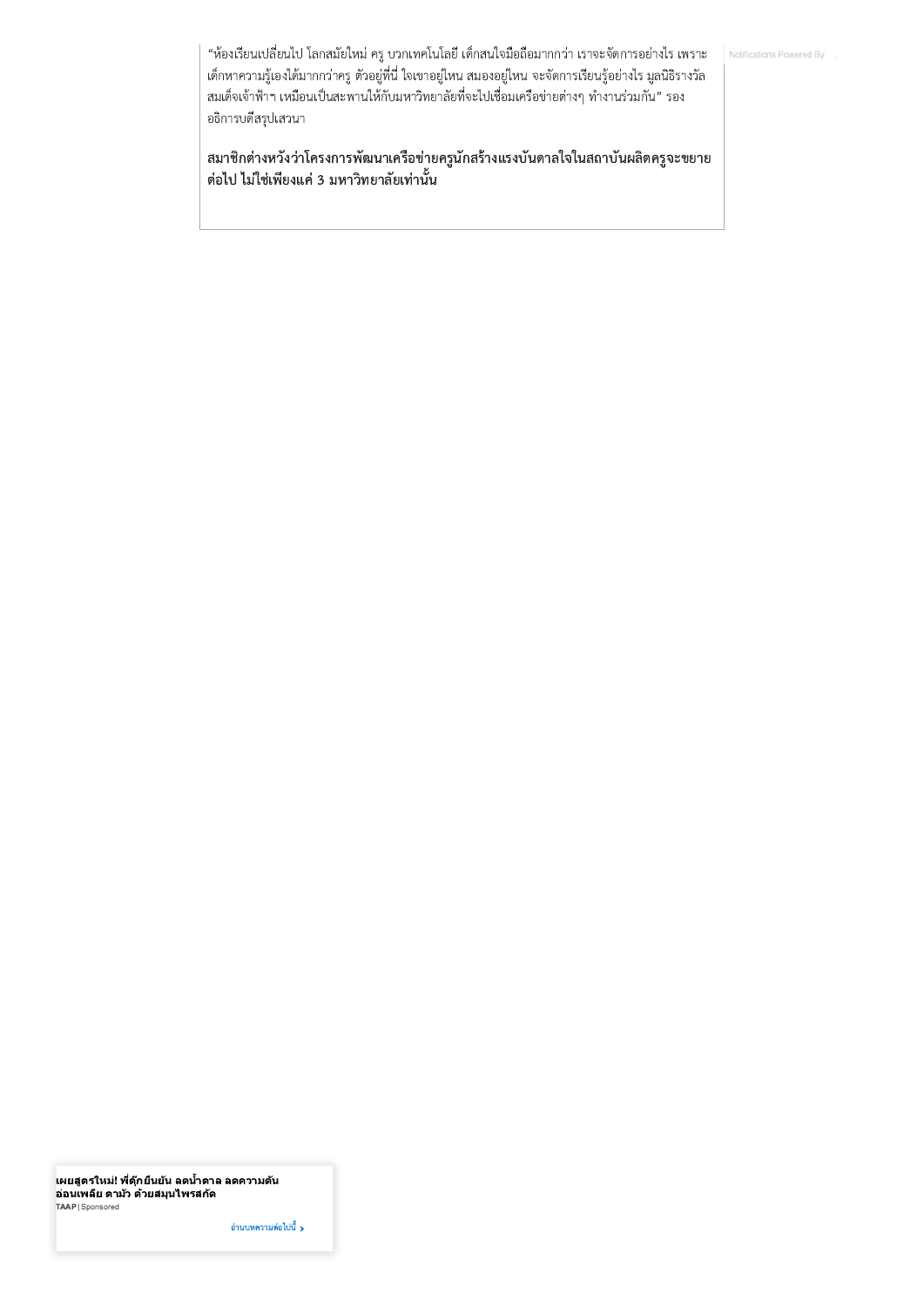"ห้องเรียนเปลี่ยนไป โลกสมัยใหม่ ครู บวกเทคโนโลยี เด็กสนใจมือถือมากกว่า เราจะจัดการอย่างไร เพราะเด็กหาความรู้เองได้มากกว่าครู ตัวอยู่ที่นี่ ใจเขาอยู่ไหน สมองอยู่ไหน จะจัดการเรียนรู้อย่างไร มูลนิธิรางวัลสมเด็จเจ้าฟ้าฯ เหมือนเป็นสะพานให้กับมหาวิทยาลัยที่จะไปเชื่อมเครือข่ายต่างๆ ทำงานร่วมกัน" รองอธิการบดีสรุปเสวนา

**สมาชิกต่างหวังว่าโครงการพัฒนาเครือข่ายครูนักสร้างแรงบันดาลใจในสถาบันผลิตครูจะขยายต่อไป ไม่ใช่เพียงแค่ 3 มหาวิทยาลัยเท่านั้น**